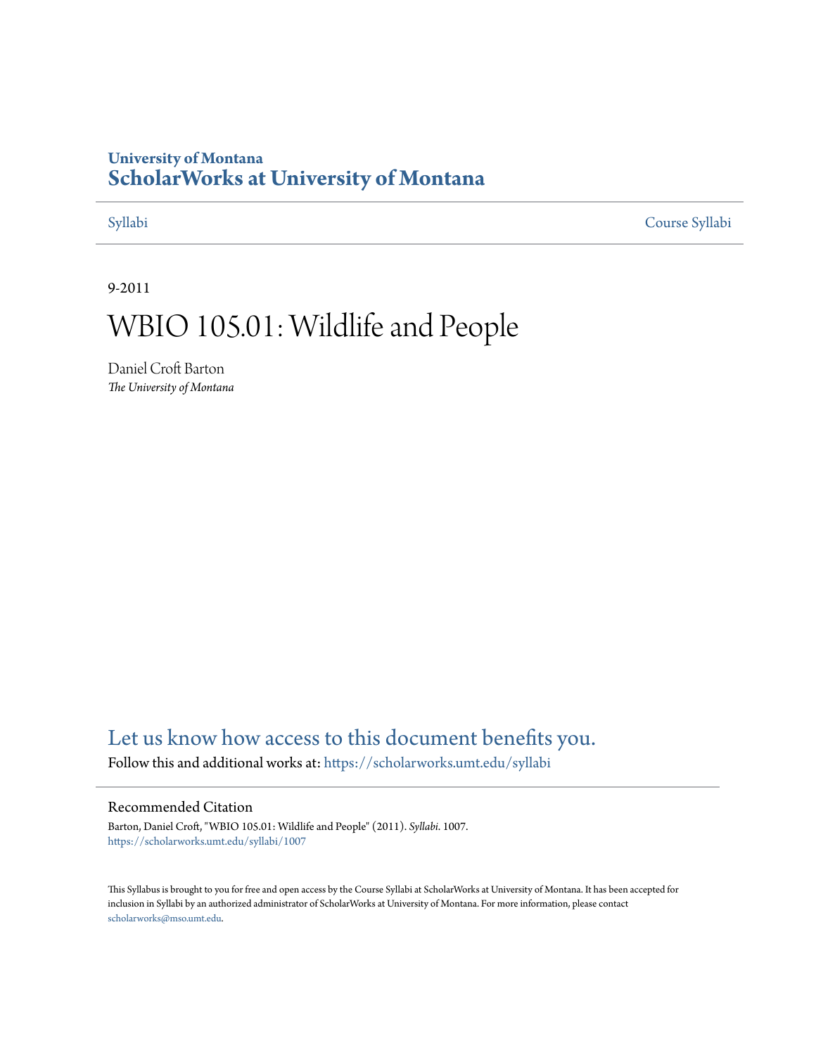University of Montana

# ScholarWorks at University of Montana

Syllabi | Course Syllabi

9-2011

# WBIO 105.01: Wildlife and People

Daniel Croft Barton

*The University of Montana*

Let us know how access to this document benefits you.

Follow this and additional works at: https://scholarworks.umt.edu/syllabi

## Recommended Citation

Barton, Daniel Croft, "WBIO 105.01: Wildlife and People" (2011). *Syllabi*. 1007.
https://scholarworks.umt.edu/syllabi/1007

This Syllabus is brought to you for free and open access by the Course Syllabi at ScholarWorks at University of Montana. It has been accepted for inclusion in Syllabi by an authorized administrator of ScholarWorks at University of Montana. For more information, please contact scholarworks@mso.umt.edu.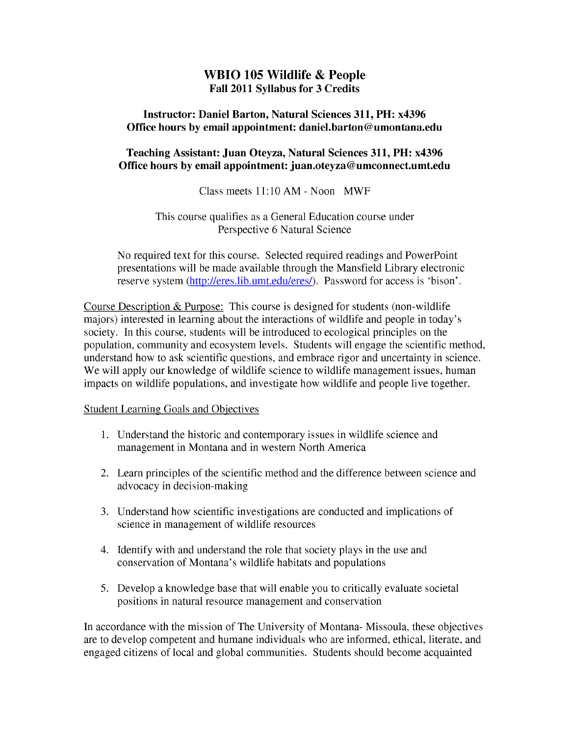# WBIO 105 Wildlife & People

**Fall 2011 Syllabus for 3 Credits**

**Instructor: Daniel Barton, Natural Sciences 311, PH: x4396**
**Office hours by email appointment: daniel.barton@umontana.edu**

**Teaching Assistant: Juan Oteyza, Natural Sciences 311, PH: x4396**
**Office hours by email appointment: juan.oteyza@umconnect.umt.edu**

Class meets 11:10 AM - Noon MWF

This course qualifies as a General Education course under Perspective 6 Natural Science

No required text for this course. Selected required readings and PowerPoint presentations will be made available through the Mansfield Library electronic reserve system (http://eres.lib.umt.edu/eres/). Password for access is 'bison'.

Course Description & Purpose: This course is designed for students (non-wildlife majors) interested in learning about the interactions of wildlife and people in today's society. In this course, students will be introduced to ecological principles on the population, community and ecosystem levels. Students will engage the scientific method, understand how to ask scientific questions, and embrace rigor and uncertainty in science. We will apply our knowledge of wildlife science to wildlife management issues, human impacts on wildlife populations, and investigate how wildlife and people live together.

Student Learning Goals and Objectives

1. Understand the historic and contemporary issues in wildlife science and management in Montana and in western North America
2. Learn principles of the scientific method and the difference between science and advocacy in decision-making
3. Understand how scientific investigations are conducted and implications of science in management of wildlife resources
4. Identify with and understand the role that society plays in the use and conservation of Montana's wildlife habitats and populations
5. Develop a knowledge base that will enable you to critically evaluate societal positions in natural resource management and conservation

In accordance with the mission of The University of Montana- Missoula, these objectives are to develop competent and humane individuals who are informed, ethical, literate, and engaged citizens of local and global communities. Students should become acquainted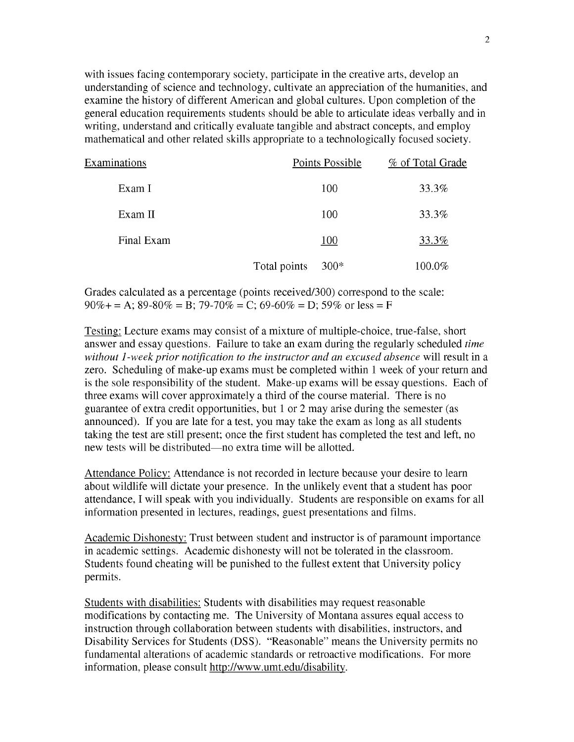with issues facing contemporary society, participate in the creative arts, develop an understanding of science and technology, cultivate an appreciation of the humanities, and examine the history of different American and global cultures. Upon completion of the general education requirements students should be able to articulate ideas verbally and in writing, understand and critically evaluate tangible and abstract concepts, and employ mathematical and other related skills appropriate to a technologically focused society.

| Examinations | | Points Possible | % of Total Grade |
|---|---|---|---|
| Exam I | | 100 | 33.3% |
| Exam II | | 100 | 33.3% |
| Final Exam | | 100 | 33.3% |
| | Total points | 300* | 100.0% |

Grades calculated as a percentage (points received/300) correspond to the scale:
90%+ = A; 89-80% = B; 79-70% = C; 69-60% = D; 59% or less = F

Testing: Lecture exams may consist of a mixture of multiple-choice, true-false, short answer and essay questions. Failure to take an exam during the regularly scheduled *time without 1-week prior notification to the instructor and an excused absence* will result in a zero. Scheduling of make-up exams must be completed within 1 week of your return and is the sole responsibility of the student. Make-up exams will be essay questions. Each of three exams will cover approximately a third of the course material. There is no guarantee of extra credit opportunities, but 1 or 2 may arise during the semester (as announced). If you are late for a test, you may take the exam as long as all students taking the test are still present; once the first student has completed the test and left, no new tests will be distributed—no extra time will be allotted.

Attendance Policy: Attendance is not recorded in lecture because your desire to learn about wildlife will dictate your presence. In the unlikely event that a student has poor attendance, I will speak with you individually. Students are responsible on exams for all information presented in lectures, readings, guest presentations and films.

Academic Dishonesty: Trust between student and instructor is of paramount importance in academic settings. Academic dishonesty will not be tolerated in the classroom. Students found cheating will be punished to the fullest extent that University policy permits.

Students with disabilities: Students with disabilities may request reasonable modifications by contacting me. The University of Montana assures equal access to instruction through collaboration between students with disabilities, instructors, and Disability Services for Students (DSS). "Reasonable" means the University permits no fundamental alterations of academic standards or retroactive modifications. For more information, please consult http://www.umt.edu/disability.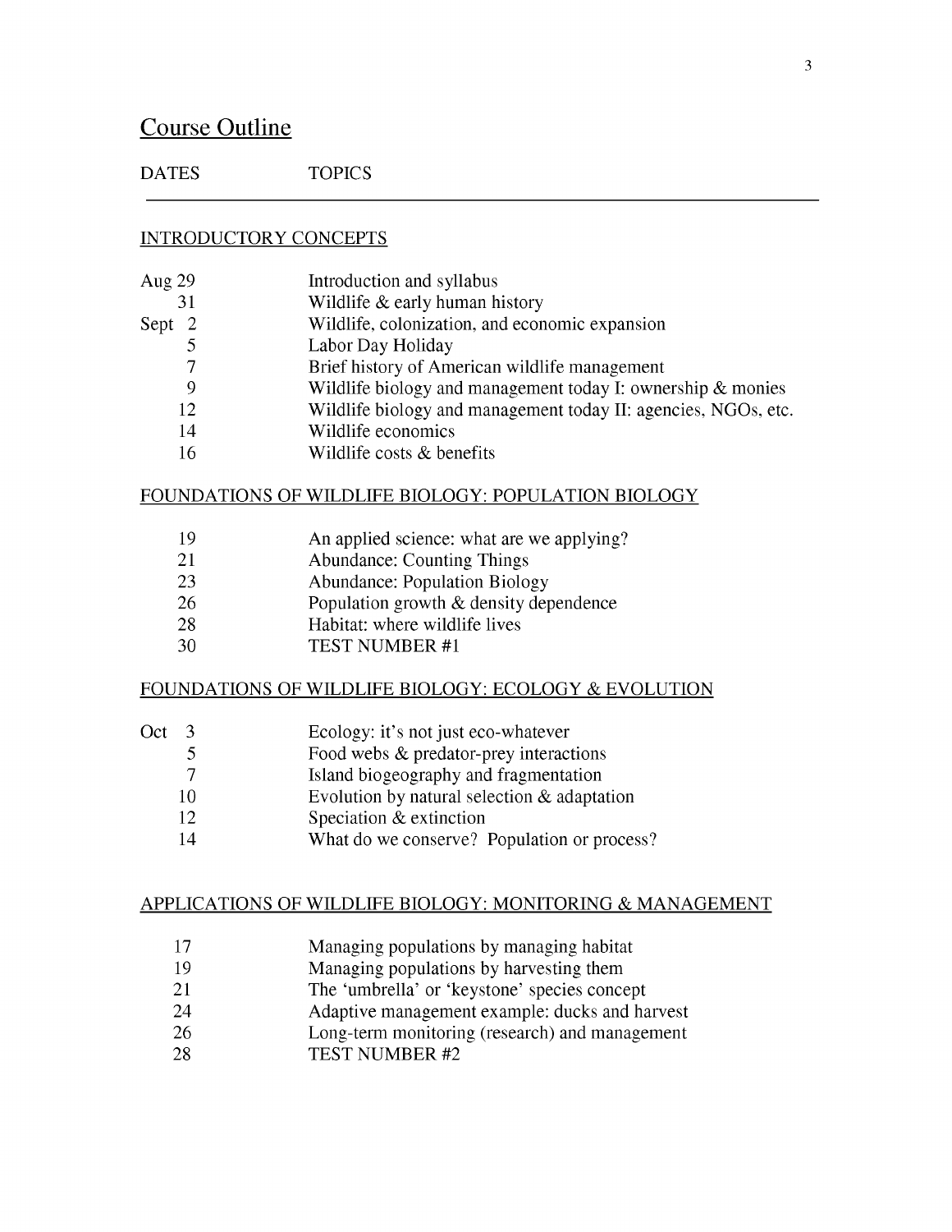# Course Outline

| DATES | TOPICS |
| --- | --- |

## INTRODUCTORY CONCEPTS

| DATES | TOPICS |
| --- | --- |
| Aug 29 | Introduction and syllabus |
| 31 | Wildlife & early human history |
| Sept 2 | Wildlife, colonization, and economic expansion |
| 5 | Labor Day Holiday |
| 7 | Brief history of American wildlife management |
| 9 | Wildlife biology and management today I: ownership & monies |
| 12 | Wildlife biology and management today II: agencies, NGOs, etc. |
| 14 | Wildlife economics |
| 16 | Wildlife costs & benefits |

## FOUNDATIONS OF WILDLIFE BIOLOGY: POPULATION BIOLOGY

| DATES | TOPICS |
| --- | --- |
| 19 | An applied science: what are we applying? |
| 21 | Abundance: Counting Things |
| 23 | Abundance: Population Biology |
| 26 | Population growth & density dependence |
| 28 | Habitat: where wildlife lives |
| 30 | TEST NUMBER #1 |

## FOUNDATIONS OF WILDLIFE BIOLOGY: ECOLOGY & EVOLUTION

| DATES | TOPICS |
| --- | --- |
| Oct 3 | Ecology: it's not just eco-whatever |
| 5 | Food webs & predator-prey interactions |
| 7 | Island biogeography and fragmentation |
| 10 | Evolution by natural selection & adaptation |
| 12 | Speciation & extinction |
| 14 | What do we conserve? Population or process? |

## APPLICATIONS OF WILDLIFE BIOLOGY: MONITORING & MANAGEMENT

| DATES | TOPICS |
| --- | --- |
| 17 | Managing populations by managing habitat |
| 19 | Managing populations by harvesting them |
| 21 | The 'umbrella' or 'keystone' species concept |
| 24 | Adaptive management example: ducks and harvest |
| 26 | Long-term monitoring (research) and management |
| 28 | TEST NUMBER #2 |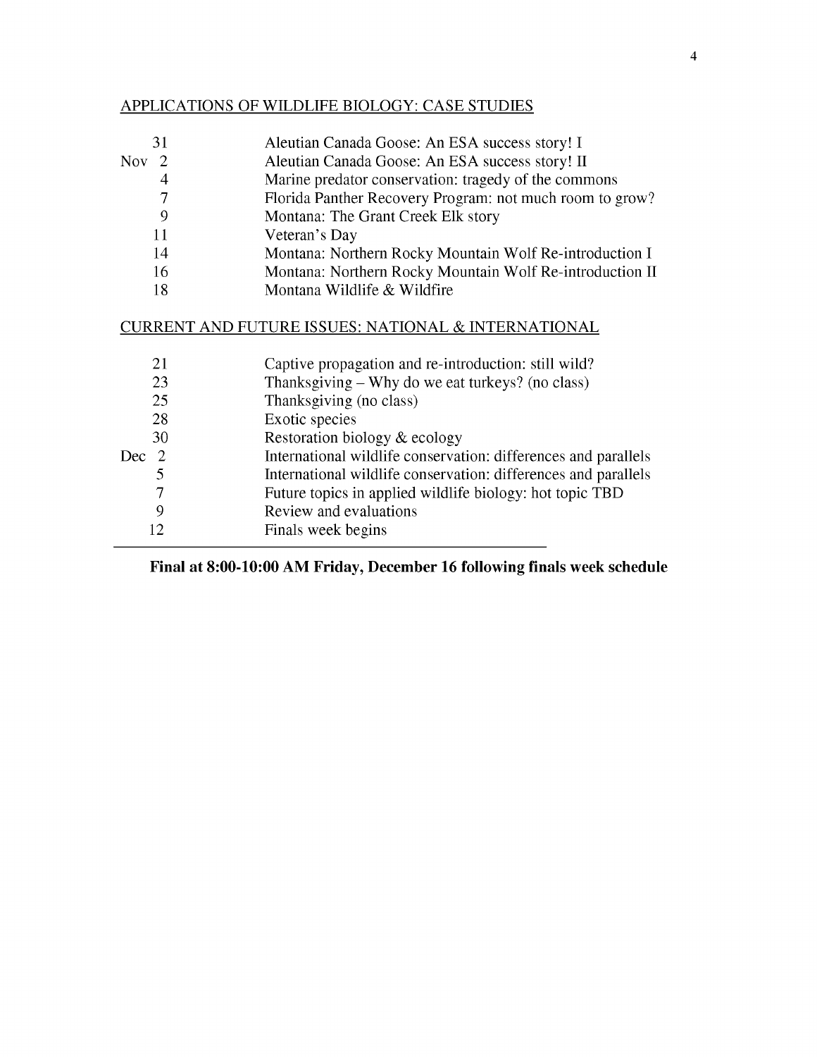## APPLICATIONS OF WILDLIFE BIOLOGY: CASE STUDIES

| | |
|---|---|
| 31 | Aleutian Canada Goose: An ESA success story! I |
| Nov 2 | Aleutian Canada Goose: An ESA success story! II |
| 4 | Marine predator conservation: tragedy of the commons |
| 7 | Florida Panther Recovery Program: not much room to grow? |
| 9 | Montana: The Grant Creek Elk story |
| 11 | Veteran's Day |
| 14 | Montana: Northern Rocky Mountain Wolf Re-introduction I |
| 16 | Montana: Northern Rocky Mountain Wolf Re-introduction II |
| 18 | Montana Wildlife & Wildfire |

## CURRENT AND FUTURE ISSUES: NATIONAL & INTERNATIONAL

| | |
|---|---|
| 21 | Captive propagation and re-introduction: still wild? |
| 23 | Thanksgiving – Why do we eat turkeys? (no class) |
| 25 | Thanksgiving (no class) |
| 28 | Exotic species |
| 30 | Restoration biology & ecology |
| Dec 2 | International wildlife conservation: differences and parallels |
| 5 | International wildlife conservation: differences and parallels |
| 7 | Future topics in applied wildlife biology: hot topic TBD |
| 9 | Review and evaluations |
| 12 | Finals week begins |

**Final at 8:00-10:00 AM Friday, December 16 following finals week schedule**